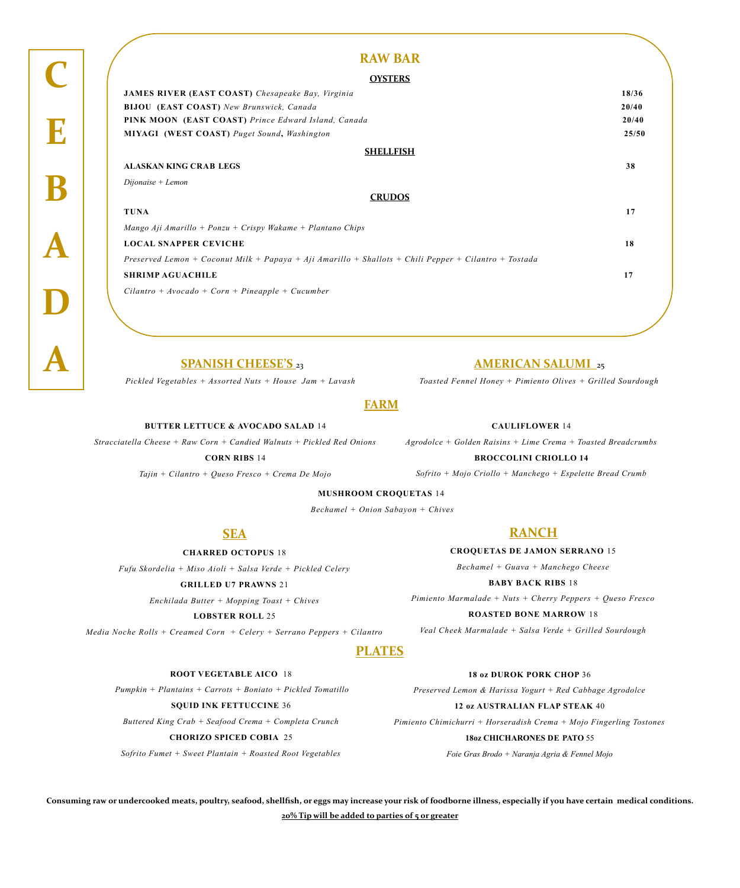# CEBADA

## RAW BAR

### OYSTERS

**JAMES RIVER (EAST COAST)** *Chesapeake Bay, Virginia* 18/36

**BIJOU (EAST COAST)** *New Brunswick, Canada* 20/40

**PINK MOON (EAST COAST)** *Prince Edward Island, Canada* 20/40

**MIYAGI (WEST COAST)** *Puget Sound, Washington* 25/50

### SHELLFISH

**ALASKAN KING CRAB LEGS** 38

*Dijonaise + Lemon*

### CRUDOS

**TUNA** 17

*Mango Aji Amarillo + Ponzu + Crispy Wakame + Plantano Chips*

**LOCAL SNAPPER CEVICHE** 18

*Preserved Lemon + Coconut Milk + Papaya + Aji Amarillo + Shallots + Chili Pepper + Cilantro + Tostada*

**SHRIMP AGUACHILE** 17

*Cilantro + Avocado + Corn + Pineapple + Cucumber*

## SPANISH CHEESE'S 23

*Pickled Vegetables + Assorted Nuts + House Jam + Lavash*

## AMERICAN SALUMI 25

*Toasted Fennel Honey + Pimiento Olives + Grilled Sourdough*

## FARM

**BUTTER LETTUCE & AVOCADO SALAD** 14

*Stracciatella Cheese + Raw Corn + Candied Walnuts + Pickled Red Onions*

**CORN RIBS** 14

*Tajin + Cilantro + Queso Fresco + Crema De Mojo*

**CAULIFLOWER** 14

*Agrodolce + Golden Raisins + Lime Crema + Toasted Breadcrumbs*

**BROCCOLINI CRIOLLO 14**

*Sofrito + Mojo Criollo + Manchego + Espelette Bread Crumb*

**MUSHROOM CROQUETAS** 14

*Bechamel + Onion Sabayon + Chives*

## SEA

**CHARRED OCTOPUS** 18

*Fufu Skordelia + Miso Aioli + Salsa Verde + Pickled Celery*

**GRILLED U7 PRAWNS** 21

*Enchilada Butter + Mopping Toast + Chives*

**LOBSTER ROLL** 25

*Media Noche Rolls + Creamed Corn + Celery + Serrano Peppers + Cilantro*

## RANCH

**CROQUETAS DE JAMON SERRANO** 15

*Bechamel + Guava + Manchego Cheese*

**BABY BACK RIBS** 18

*Pimiento Marmalade + Nuts + Cherry Peppers + Queso Fresco*

**ROASTED BONE MARROW** 18

*Veal Cheek Marmalade + Salsa Verde + Grilled Sourdough*

## PLATES

**ROOT VEGETABLE AICO** 18

*Pumpkin + Plantains + Carrots + Boniato + Pickled Tomatillo*

**SQUID INK FETTUCCINE** 36

*Buttered King Crab + Seafood Crema + Completa Crunch*

**CHORIZO SPICED COBIA** 25

*Sofrito Fumet + Sweet Plantain + Roasted Root Vegetables*

**18 oz DUROK PORK CHOP** 36

*Preserved Lemon & Harissa Yogurt + Red Cabbage Agrodolce*

**12 oz AUSTRALIAN FLAP STEAK** 40

*Pimiento Chimichurri + Horseradish Crema + Mojo Fingerling Tostones*

**18oz CHICHARONES DE PATO** 55

*Foie Gras Brodo + Naranja Agria & Fennel Mojo*

**Consuming raw or undercooked meats, poultry, seafood, shellfish, or eggs may increase your risk of foodborne illness, especially if you have certain medical conditions.**

**20% Tip will be added to parties of 5 or greater**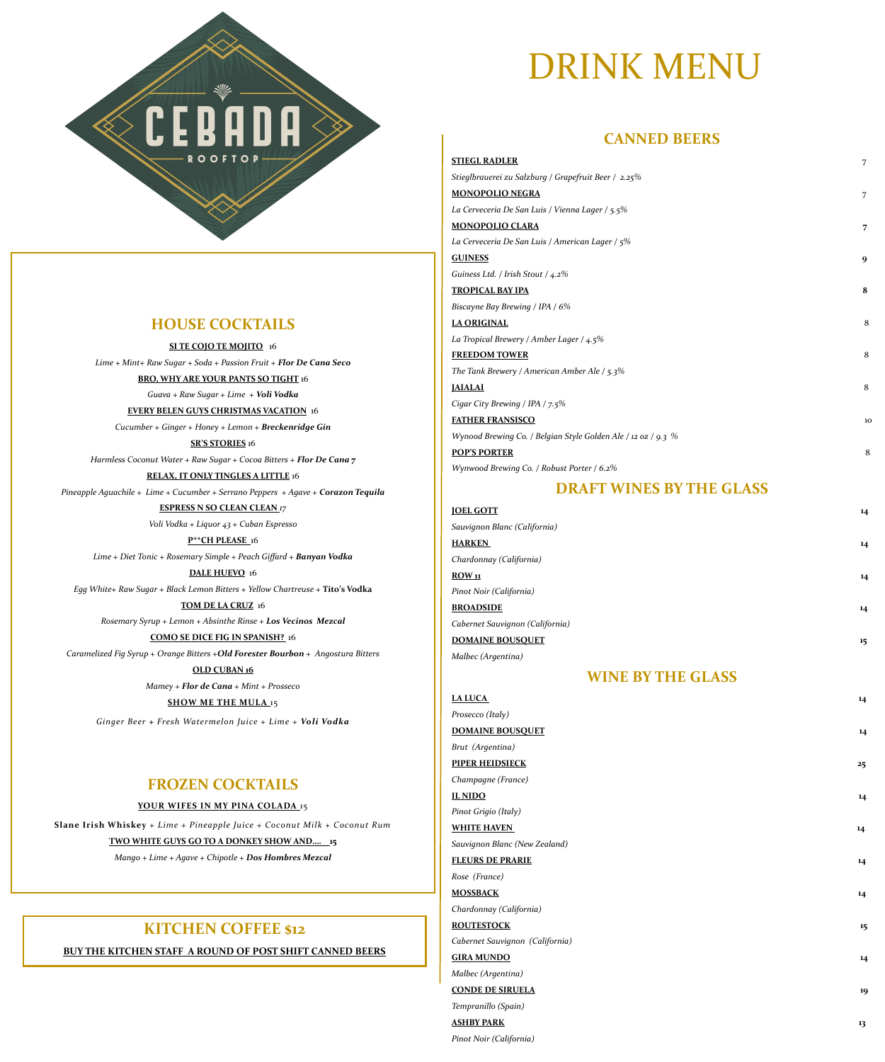CEBADA ROOFTOP

# DRINK MENU

## HOUSE COCKTAILS

**SI TE COJO TE MOJITO** 16

*Lime + Mint+ Raw Sugar + Soda + Passion Fruit + **Flor De Cana Seco***

**BRO, WHY ARE YOUR PANTS SO TIGHT** 16

*Guava + Raw Sugar + Lime + **Voli Vodka***

**EVERY BELEN GUYS CHRISTMAS VACATION** 16

*Cucumber + Ginger + Honey + Lemon + **Breckenridge Gin***

**SR'S STORIES** 16

*Harmless Coconut Water + Raw Sugar + Cocoa Bitters + **Flor De Cana 7***

**RELAX, IT ONLY TINGLES A LITTLE** 16

*Pineapple Aguachile + Lime + Cucumber + Serrano Peppers + Agave + **Corazon Tequila***

**ESPRESS N SO CLEAN CLEAN** 17

*Voli Vodka + Liquor 43 + Cuban Espresso*

**P**CH PLEASE** 16

*Lime + Diet Tonic + Rosemary Simple + Peach Giffard + **Banyan Vodka***

**DALE HUEVO** 16

*Egg White+ Raw Sugar + Black Lemon Bitters + Yellow Chartreuse +* **Tito's Vodka**

**TOM DE LA CRUZ** 16

*Rosemary Syrup + Lemon + Absinthe Rinse + **Los Vecinos Mezcal***

**COMO SE DICE FIG IN SPANISH?** 16

*Caramelized Fig Syrup + Orange Bitters +**Old Forester Bourbon** + Angostura Bitters*

**OLD CUBAN 16**

*Mamey + **Flor de Cana** + Mint + Prosseco*

**SHOW ME THE MULA** 15

*Ginger Beer + Fresh Watermelon Juice + Lime + **Voli Vodka***

## FROZEN COCKTAILS

**YOUR WIFES IN MY PINA COLADA** 15

**Slane Irish Whiskey** *+ Lime + Pineapple Juice + Coconut Milk + Coconut Rum*

**TWO WHITE GUYS GO TO A DONKEY SHOW AND.... 15**

*Mango + Lime + Agave + Chipotle + **Dos Hombres Mezcal***

## KITCHEN COFFEE $12

**BUY THE KITCHEN STAFF A ROUND OF POST SHIFT CANNED BEERS**

## CANNED BEERS

**STIEGL RADLER** 7
*Stieglbrauerei zu Salzburg / Grapefruit Beer / 2.25%*

**MONOPOLIO NEGRA** 7
*La Cerveceria De San Luis / Vienna Lager / 5.5%*

**MONOPOLIO CLARA** 7
*La Cerveceria De San Luis / American Lager / 5%*

**GUINESS** 9
*Guiness Ltd. / Irish Stout / 4.2%*

**TROPICAL BAY IPA** 8
*Biscayne Bay Brewing / IPA / 6%*

**LA ORIGINAL** 8
*La Tropical Brewery / Amber Lager / 4.5%*

**FREEDOM TOWER** 8
*The Tank Brewery / American Amber Ale / 5.3%*

**JAIALAI** 8
*Cigar City Brewing / IPA / 7.5%*

**FATHER FRANSISCO** 10
*Wynood Brewing Co. / Belgian Style Golden Ale / 12 oz / 9.3 %*

**POP'S PORTER** 8
*Wynwood Brewing Co. / Robust Porter / 6.2%*

## DRAFT WINES BY THE GLASS

**JOEL GOTT** 14
*Sauvignon Blanc (California)*

**HARKEN** 14
*Chardonnay (California)*

**ROW 11** 14
*Pinot Noir (California)*

**BROADSIDE** 14
*Cabernet Sauvignon (California)*

**DOMAINE BOUSQUET** 15
*Malbec (Argentina)*

## WINE BY THE GLASS

**LA LUCA** 14
*Prosecco (Italy)*

**DOMAINE BOUSQUET** 14
*Brut (Argentina)*

**PIPER HEIDSIECK** 25
*Champagne (France)*

**IL NIDO** 14
*Pinot Grigio (Italy)*

**WHITE HAVEN** 14
*Sauvignon Blanc (New Zealand)*

**FLEURS DE PRARIE** 14
*Rose (France)*

**MOSSBACK** 14
*Chardonnay (California)*

**ROUTESTOCK** 15
*Cabernet Sauvignon (California)*

**GIRA MUNDO** 14
*Malbec (Argentina)*

**CONDE DE SIRUELA** 19
*Tempranillo (Spain)*

**ASHBY PARK** 13
*Pinot Noir (California)*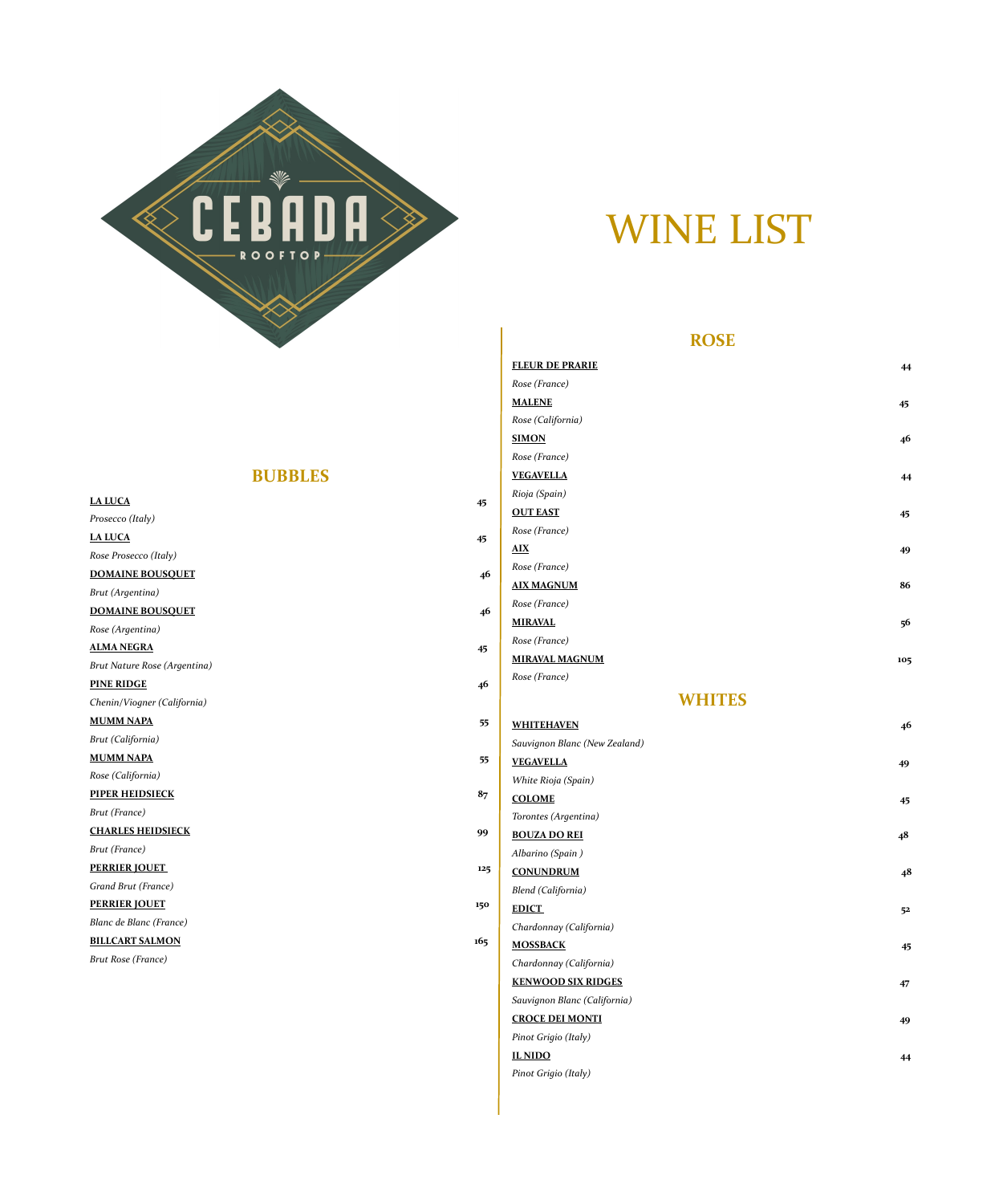CEBADA ROOFTOP

# WINE LIST

## BUBBLES

**LA LUCA** — 45
*Prosecco (Italy)*

**LA LUCA** — 45
*Rose Prosecco (Italy)*

**DOMAINE BOUSQUET** — 46
*Brut (Argentina)*

**DOMAINE BOUSQUET** — 46
*Rose (Argentina)*

**ALMA NEGRA** — 45
*Brut Nature Rose (Argentina)*

**PINE RIDGE** — 46
*Chenin/Viogner (California)*

**MUMM NAPA** — 55
*Brut (California)*

**MUMM NAPA** — 55
*Rose (California)*

**PIPER HEIDSIECK** — 87
*Brut (France)*

**CHARLES HEIDSIECK** — 99
*Brut (France)*

**PERRIER JOUET** — 125
*Grand Brut (France)*

**PERRIER JOUET** — 150
*Blanc de Blanc (France)*

**BILLCART SALMON** — 165
*Brut Rose (France)*

## ROSE

**FLEUR DE PRARIE** — 44
*Rose (France)*

**MALENE** — 45
*Rose (California)*

**SIMON** — 46
*Rose (France)*

**VEGAVELLA** — 44
*Rioja (Spain)*

**OUT EAST** — 45
*Rose (France)*

**AIX** — 49
*Rose (France)*

**AIX MAGNUM** — 86
*Rose (France)*

**MIRAVAL** — 56
*Rose (France)*

**MIRAVAL MAGNUM** — 105
*Rose (France)*

## WHITES

**WHITEHAVEN** — 46
*Sauvignon Blanc (New Zealand)*

**VEGAVELLA** — 49
*White Rioja (Spain)*

**COLOME** — 45
*Torontes (Argentina)*

**BOUZA DO REI** — 48
*Albarino (Spain )*

**CONUNDRUM** — 48
*Blend (California)*

**EDICT** — 52
*Chardonnay (California)*

**MOSSBACK** — 45
*Chardonnay (California)*

**KENWOOD SIX RIDGES** — 47
*Sauvignon Blanc (California)*

**CROCE DEI MONTI** — 49
*Pinot Grigio (Italy)*

**IL NIDO** — 44
*Pinot Grigio (Italy)*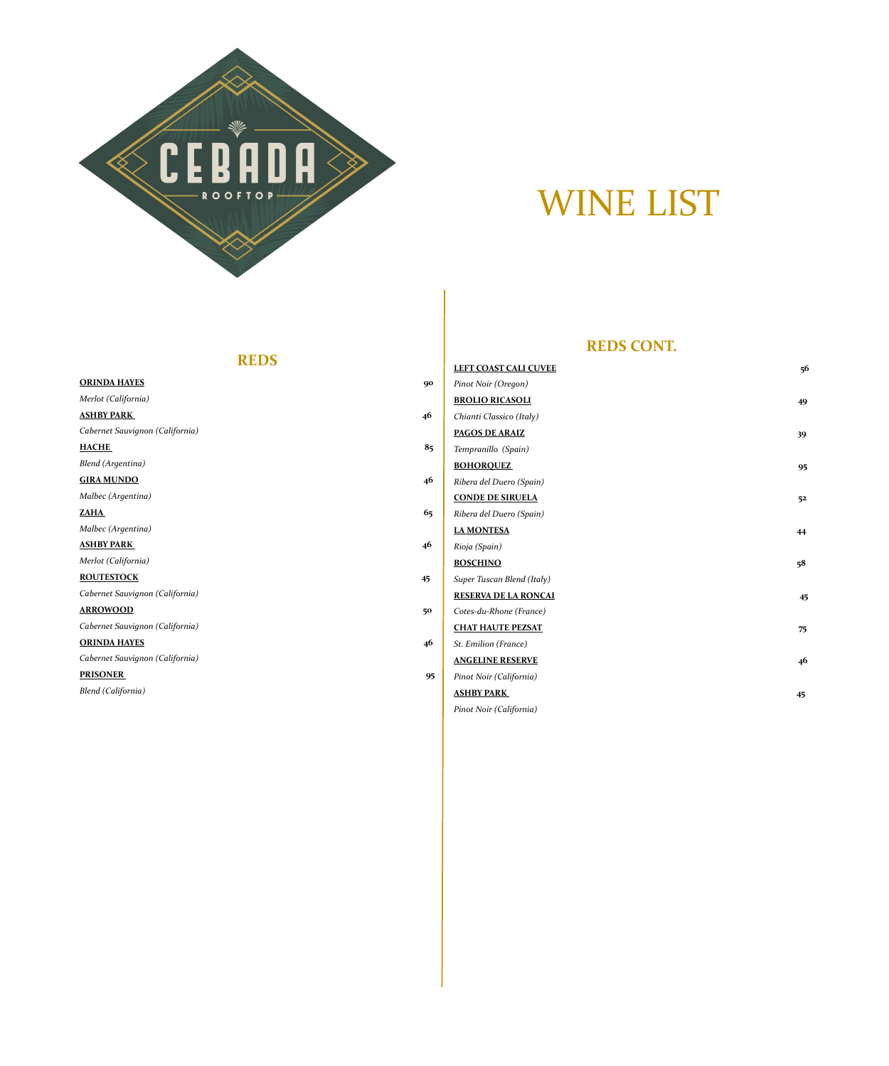CEBADA

ROOFTOP

# WINE LIST

## REDS

**ORINDA HAYES** 90
*Merlot (California)*

**ASHBY PARK** 46
*Cabernet Sauvignon (California)*

**HACHE** 85
*Blend (Argentina)*

**GIRA MUNDO** 46
*Malbec (Argentina)*

**ZAHA** 65
*Malbec (Argentina)*

**ASHBY PARK** 46
*Merlot (California)*

**ROUTESTOCK** 45
*Cabernet Sauvignon (California)*

**ARROWOOD** 50
*Cabernet Sauvignon (California)*

**ORINDA HAYES** 46
*Cabernet Sauvignon (California)*

**PRISONER** 95
*Blend (California)*

## REDS CONT.

**LEFT COAST CALI CUVEE** 56
*Pinot Noir (Oregon)*

**BROLIO RICASOLI** 49
*Chianti Classico (Italy)*

**PAGOS DE ARAIZ** 39
*Tempranillo (Spain)*

**BOHORQUEZ** 95
*Ribera del Duero (Spain)*

**CONDE DE SIRUELA** 52
*Ribera del Duero (Spain)*

**LA MONTESA** 44
*Rioja (Spain)*

**BOSCHINO** 58
*Super Tuscan Blend (Italy)*

**RESERVA DE LA RONCAI** 45
*Cotes-du-Rhone (France)*

**CHAT HAUTE PEZSAT** 75
*St. Emilion (France)*

**ANGELINE RESERVE** 46
*Pinot Noir (California)*

**ASHBY PARK** 45
*Pinot Noir (California)*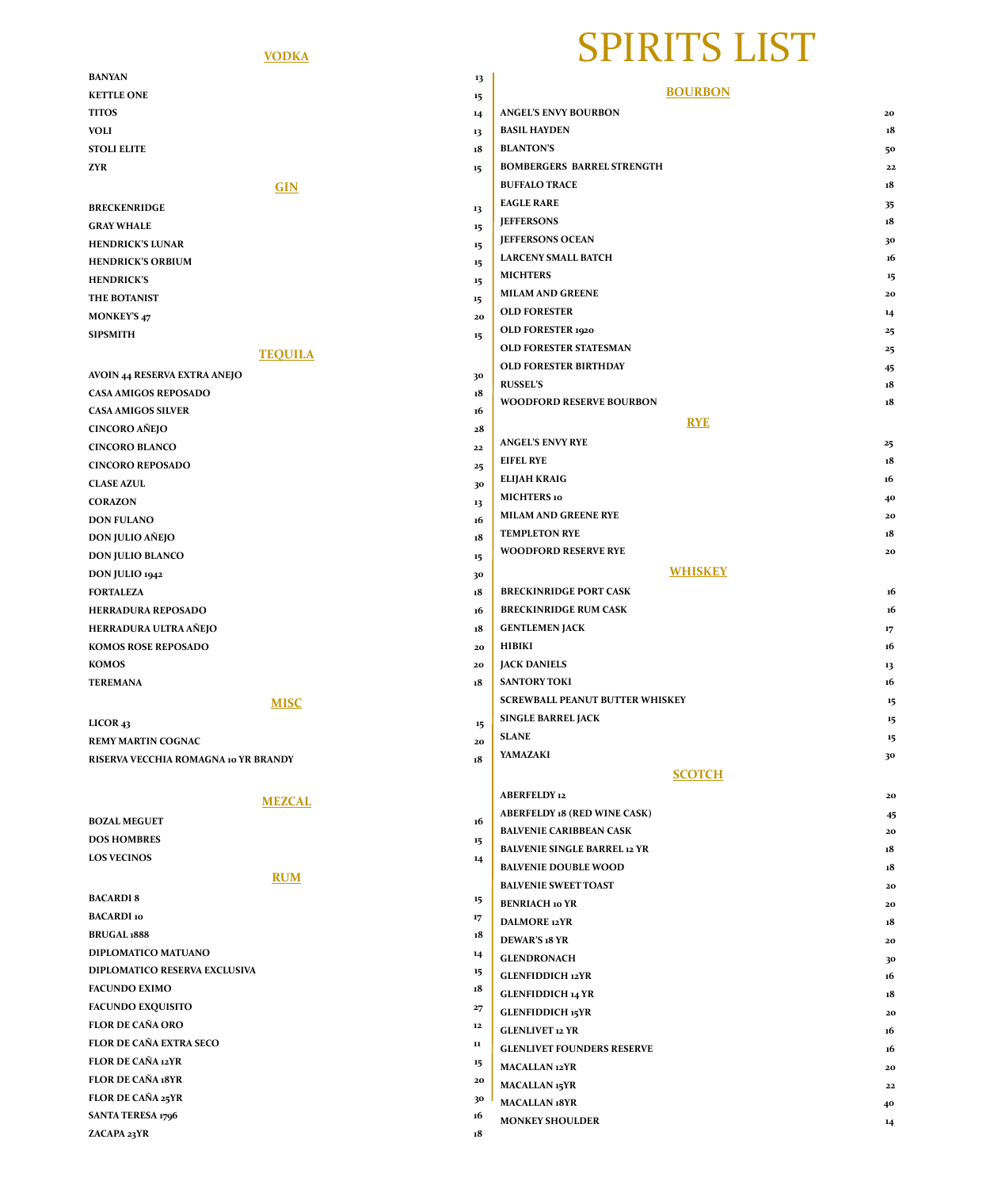# SPIRITS LIST

## VODKA

| | |
|---|---|
| BANYAN | 13 |
| KETTLE ONE | 15 |
| TITOS | 14 |
| VOLI | 13 |
| STOLI ELITE | 18 |
| ZYR | 15 |

## GIN

| | |
|---|---|
| BRECKENRIDGE | 13 |
| GRAY WHALE | 15 |
| HENDRICK'S LUNAR | 15 |
| HENDRICK'S ORBIUM | 15 |
| HENDRICK'S | 15 |
| THE BOTANIST | 15 |
| MONKEY'S 47 | 20 |
| SIPSMITH | 15 |

## TEQUILA

| | |
|---|---|
| AVOIN 44 RESERVA EXTRA ANEJO | 30 |
| CASA AMIGOS REPOSADO | 18 |
| CASA AMIGOS SILVER | 16 |
| CINCORO AÑEJO | 28 |
| CINCORO BLANCO | 22 |
| CINCORO REPOSADO | 25 |
| CLASE AZUL | 30 |
| CORAZON | 13 |
| DON FULANO | 16 |
| DON JULIO AÑEJO | 18 |
| DON JULIO BLANCO | 15 |
| DON JULIO 1942 | 30 |
| FORTALEZA | 18 |
| HERRADURA REPOSADO | 16 |
| HERRADURA ULTRA AÑEJO | 18 |
| KOMOS ROSE REPOSADO | 20 |
| KOMOS | 20 |
| TEREMANA | 18 |

## MISC

| | |
|---|---|
| LICOR 43 | 15 |
| REMY MARTIN COGNAC | 20 |
| RISERVA VECCHIA ROMAGNA 10 YR BRANDY | 18 |

## MEZCAL

| | |
|---|---|
| BOZAL MEGUET | 16 |
| DOS HOMBRES | 15 |
| LOS VECINOS | 14 |

## RUM

| | |
|---|---|
| BACARDI 8 | 15 |
| BACARDI 10 | 17 |
| BRUGAL 1888 | 18 |
| DIPLOMATICO MATUANO | 14 |
| DIPLOMATICO RESERVA EXCLUSIVA | 15 |
| FACUNDO EXIMO | 18 |
| FACUNDO EXQUISITO | 27 |
| FLOR DE CAÑA ORO | 12 |
| FLOR DE CAÑA EXTRA SECO | 11 |
| FLOR DE CAÑA 12YR | 15 |
| FLOR DE CAÑA 18YR | 20 |
| FLOR DE CAÑA 25YR | 30 |
| SANTA TERESA 1796 | 16 |
| ZACAPA 23YR | 18 |

## BOURBON

| | |
|---|---|
| ANGEL'S ENVY BOURBON | 20 |
| BASIL HAYDEN | 18 |
| BLANTON'S | 50 |
| BOMBERGERS BARREL STRENGTH | 22 |
| BUFFALO TRACE | 18 |
| EAGLE RARE | 35 |
| JEFFERSONS | 18 |
| JEFFERSONS OCEAN | 30 |
| LARCENY SMALL BATCH | 16 |
| MICHTERS | 15 |
| MILAM AND GREENE | 20 |
| OLD FORESTER | 14 |
| OLD FORESTER 1920 | 25 |
| OLD FORESTER STATESMAN | 25 |
| OLD FORESTER BIRTHDAY | 45 |
| RUSSEL'S | 18 |
| WOODFORD RESERVE BOURBON | 18 |

## RYE

| | |
|---|---|
| ANGEL'S ENVY RYE | 25 |
| EIFEL RYE | 18 |
| ELIJAH KRAIG | 16 |
| MICHTERS 10 | 40 |
| MILAM AND GREENE RYE | 20 |
| TEMPLETON RYE | 18 |
| WOODFORD RESERVE RYE | 20 |

## WHISKEY

| | |
|---|---|
| BRECKINRIDGE PORT CASK | 16 |
| BRECKINRIDGE RUM CASK | 16 |
| GENTLEMEN JACK | 17 |
| HIBIKI | 16 |
| JACK DANIELS | 13 |
| SANTORY TOKI | 16 |
| SCREWBALL PEANUT BUTTER WHISKEY | 15 |
| SINGLE BARREL JACK | 15 |
| SLANE | 15 |
| YAMAZAKI | 30 |

## SCOTCH

| | |
|---|---|
| ABERFELDY 12 | 20 |
| ABERFELDY 18 (RED WINE CASK) | 45 |
| BALVENIE CARIBBEAN CASK | 20 |
| BALVENIE SINGLE BARREL 12 YR | 18 |
| BALVENIE DOUBLE WOOD | 18 |
| BALVENIE SWEET TOAST | 20 |
| BENRIACH 10 YR | 20 |
| DALMORE 12YR | 18 |
| DEWAR'S 18 YR | 20 |
| GLENDRONACH | 30 |
| GLENFIDDICH 12YR | 16 |
| GLENFIDDICH 14 YR | 18 |
| GLENFIDDICH 15YR | 20 |
| GLENLIVET 12 YR | 16 |
| GLENLIVET FOUNDERS RESERVE | 16 |
| MACALLAN 12YR | 20 |
| MACALLAN 15YR | 22 |
| MACALLAN 18YR | 40 |
| MONKEY SHOULDER | 14 |